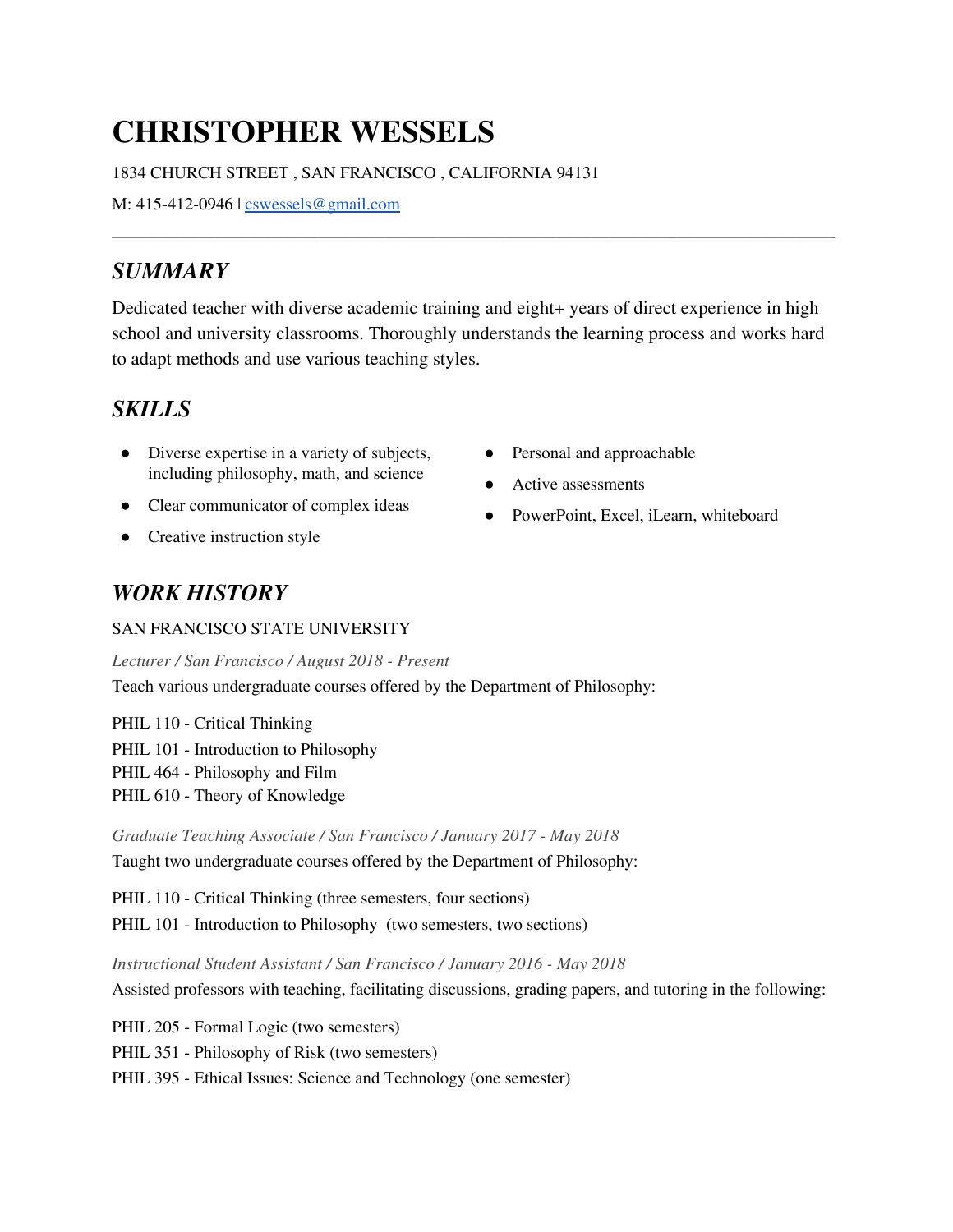# CHRISTOPHER WESSELS

1834 CHURCH STREET , SAN FRANCISCO , CALIFORNIA 94131

M: 415-412-0946 | cswessels@gmail.com

---

## *SUMMARY*

Dedicated teacher with diverse academic training and eight+ years of direct experience in high school and university classrooms. Thoroughly understands the learning process and works hard to adapt methods and use various teaching styles.

## *SKILLS*

- Diverse expertise in a variety of subjects, including philosophy, math, and science
- Clear communicator of complex ideas
- Creative instruction style
- Personal and approachable
- Active assessments
- PowerPoint, Excel, iLearn, whiteboard

## *WORK HISTORY*

SAN FRANCISCO STATE UNIVERSITY

*Lecturer / San Francisco / August 2018 - Present*

Teach various undergraduate courses offered by the Department of Philosophy:

PHIL 110 - Critical Thinking
PHIL 101 - Introduction to Philosophy
PHIL 464 - Philosophy and Film
PHIL 610 - Theory of Knowledge

*Graduate Teaching Associate / San Francisco / January 2017 - May 2018*

Taught two undergraduate courses offered by the Department of Philosophy:

PHIL 110 - Critical Thinking (three semesters, four sections)
PHIL 101 - Introduction to Philosophy (two semesters, two sections)

*Instructional Student Assistant / San Francisco / January 2016 - May 2018*

Assisted professors with teaching, facilitating discussions, grading papers, and tutoring in the following:

PHIL 205 - Formal Logic (two semesters)
PHIL 351 - Philosophy of Risk (two semesters)
PHIL 395 - Ethical Issues: Science and Technology (one semester)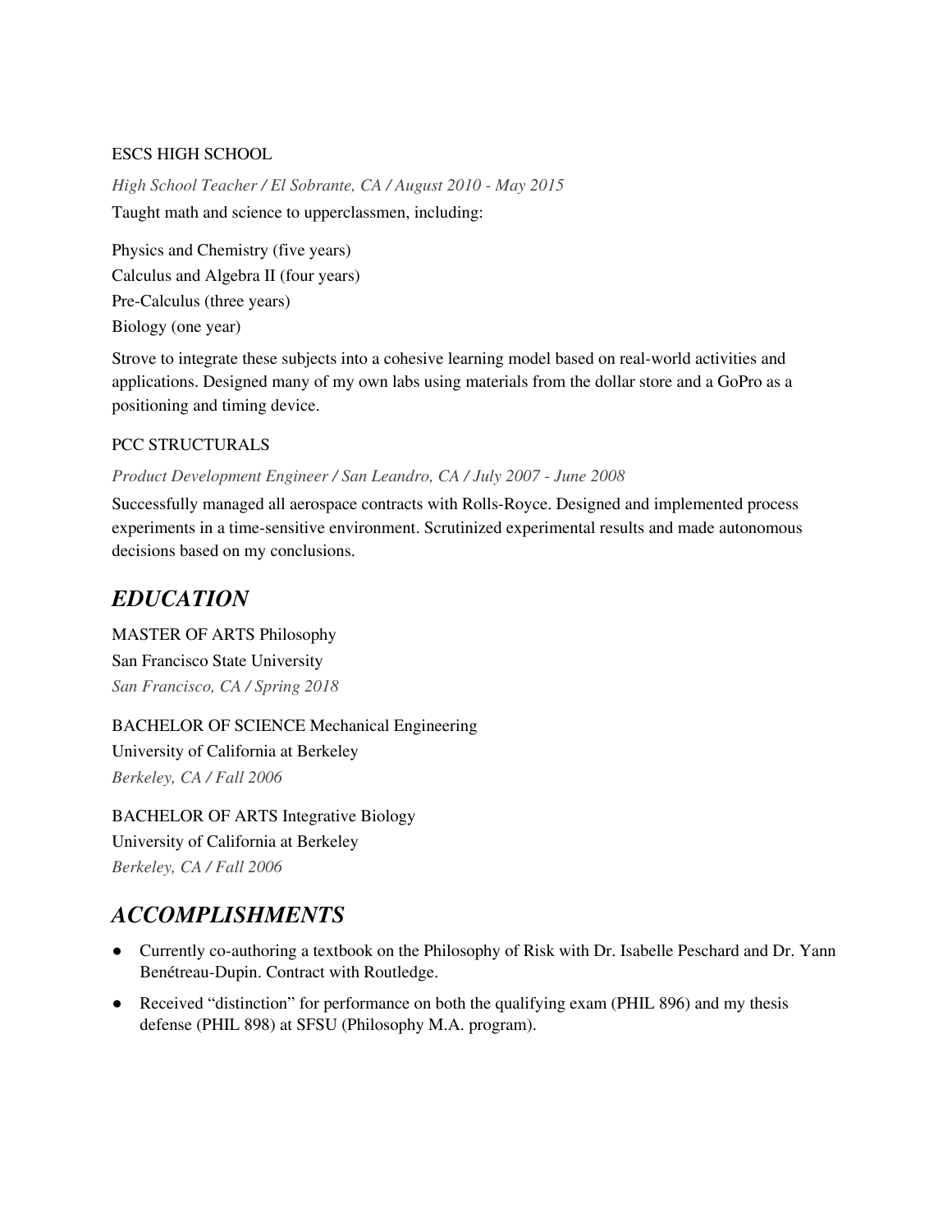ESCS HIGH SCHOOL

*High School Teacher / El Sobrante, CA / August 2010 - May 2015*

Taught math and science to upperclassmen, including:

Physics and Chemistry (five years)
Calculus and Algebra II (four years)
Pre-Calculus (three years)
Biology (one year)

Strove to integrate these subjects into a cohesive learning model based on real-world activities and applications. Designed many of my own labs using materials from the dollar store and a GoPro as a positioning and timing device.

PCC STRUCTURALS

*Product Development Engineer / San Leandro, CA / July 2007 - June 2008*

Successfully managed all aerospace contracts with Rolls-Royce. Designed and implemented process experiments in a time-sensitive environment. Scrutinized experimental results and made autonomous decisions based on my conclusions.

## *EDUCATION*

MASTER OF ARTS Philosophy
San Francisco State University
*San Francisco, CA / Spring 2018*

BACHELOR OF SCIENCE Mechanical Engineering
University of California at Berkeley
*Berkeley, CA / Fall 2006*

BACHELOR OF ARTS Integrative Biology
University of California at Berkeley
*Berkeley, CA / Fall 2006*

## *ACCOMPLISHMENTS*

- Currently co-authoring a textbook on the Philosophy of Risk with Dr. Isabelle Peschard and Dr. Yann Benétreau-Dupin. Contract with Routledge.
- Received "distinction" for performance on both the qualifying exam (PHIL 896) and my thesis defense (PHIL 898) at SFSU (Philosophy M.A. program).